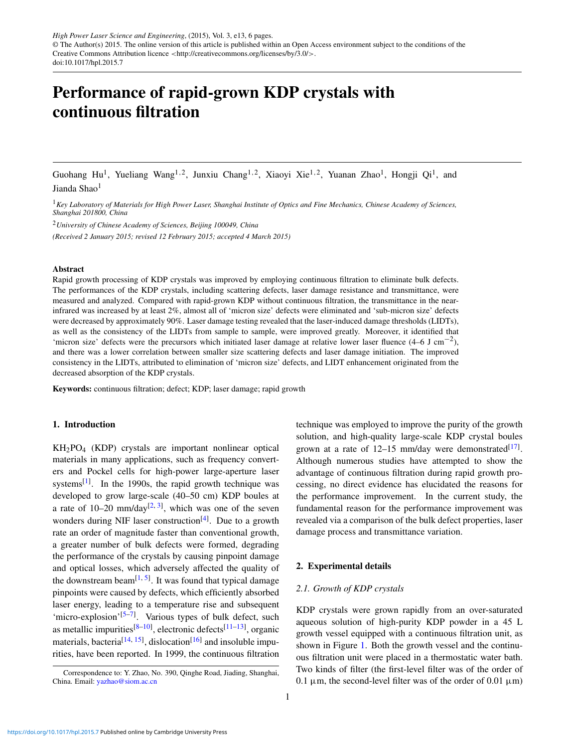# Performance of rapid-grown KDP crystals with continuous filtration

Guohang Hu[1], Yueliang Wang[1,2], Junxiu Chang[1,2], Xiaoyi Xie[1,2], Yuanan Zhao[1], Hongji Qi[1], and Jianda Shao[1]

[1] *Key Laboratory of Materials for High Power Laser, Shanghai Institute of Optics and Fine Mechanics, Chinese Academy of Sciences, Shanghai 201800, China*

[2] *University of Chinese Academy of Sciences, Beijing 100049, China*

*(Received 2 January 2015; revised 12 February 2015; accepted 4 March 2015)*

### Abstract

Rapid growth processing of KDP crystals was improved by employing continuous filtration to eliminate bulk defects. The performances of the KDP crystals, including scattering defects, laser damage resistance and transmittance, were measured and analyzed. Compared with rapid-grown KDP without continuous filtration, the transmittance in the near-infrared was increased by at least 2%, almost all of 'micron size' defects were eliminated and 'sub-micron size' defects were decreased by approximately 90%. Laser damage testing revealed that the laser-induced damage thresholds (LIDTs), as well as the consistency of the LIDTs from sample to sample, were improved greatly. Moreover, it identified that 'micron size' defects were the precursors which initiated laser damage at relative lower laser fluence (4–6 J $cm^{-2}$), and there was a lower correlation between smaller size scattering defects and laser damage initiation. The improved consistency in the LIDTs, attributed to elimination of 'micron size' defects, and LIDT enhancement originated from the decreased absorption of the KDP crystals.

**Keywords:** continuous filtration; defect; KDP; laser damage; rapid growth

## 1. Introduction

$KH_2PO_4$ (KDP) crystals are important nonlinear optical materials in many applications, such as frequency converters and Pockel cells for high-power large-aperture laser systems[1]. In the 1990s, the rapid growth technique was developed to grow large-scale (40–50 cm) KDP boules at a rate of 10–20 mm/day[2, 3], which was one of the seven wonders during NIF laser construction[4]. Due to a growth rate an order of magnitude faster than conventional growth, a greater number of bulk defects were formed, degrading the performance of the crystals by causing pinpoint damage and optical losses, which adversely affected the quality of the downstream beam[1, 5]. It was found that typical damage pinpoints were caused by defects, which efficiently absorbed laser energy, leading to a temperature rise and subsequent 'micro-explosion'[5–7]. Various types of bulk defect, such as metallic impurities[8–10], electronic defects[11–13], organic materials, bacteria[14, 15], dislocation[16] and insoluble impurities, have been reported. In 1999, the continuous filtration technique was employed to improve the purity of the growth solution, and high-quality large-scale KDP crystal boules grown at a rate of 12–15 mm/day were demonstrated[17]. Although numerous studies have attempted to show the advantage of continuous filtration during rapid growth processing, no direct evidence has elucidated the reasons for the performance improvement. In the current study, the fundamental reason for the performance improvement was revealed via a comparison of the bulk defect properties, laser damage process and transmittance variation.

## 2. Experimental details

### *2.1. Growth of KDP crystals*

KDP crystals were grown rapidly from an over-saturated aqueous solution of high-purity KDP powder in a 45 L growth vessel equipped with a continuous filtration unit, as shown in Figure 1. Both the growth vessel and the continuous filtration unit were placed in a thermostatic water bath. Two kinds of filter (the first-level filter was of the order of 0.1 μm, the second-level filter was of the order of 0.01 μm)

Correspondence to: Y. Zhao, No. 390, Qinghe Road, Jiading, Shanghai, China. Email: yazhao@siom.ac.cn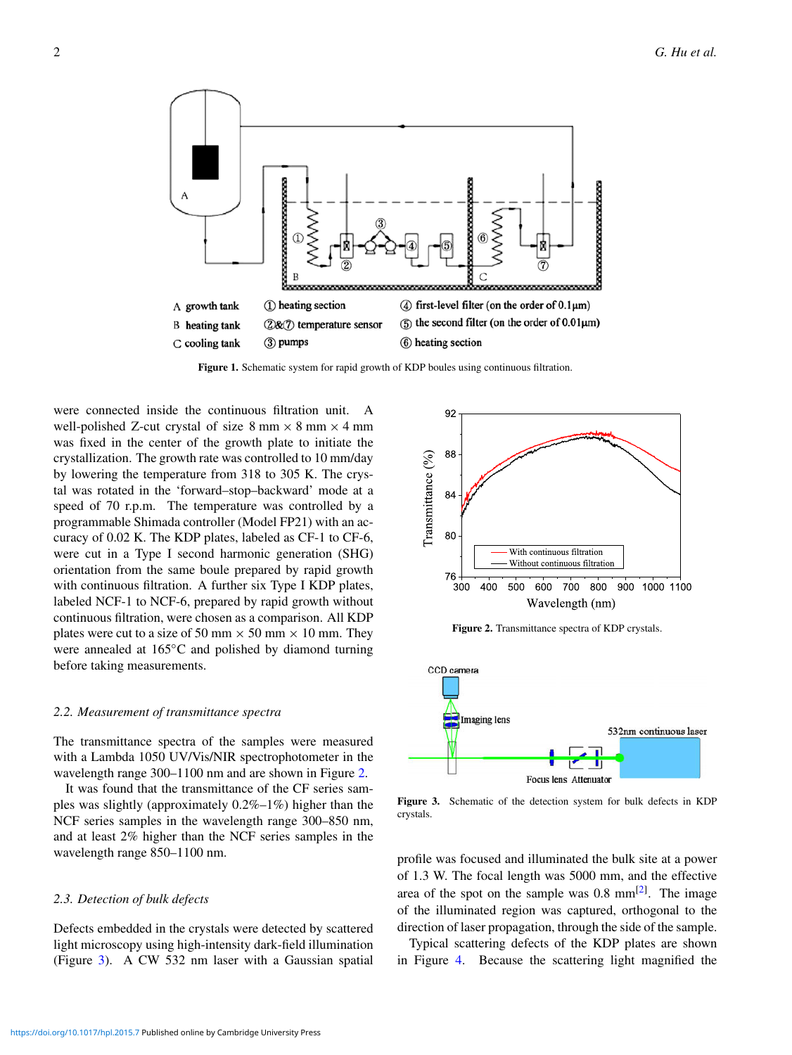Figure 1. Schematic system for rapid growth of KDP boules using continuous filtration.

were connected inside the continuous filtration unit. A well-polished Z-cut crystal of size 8 mm × 8 mm × 4 mm was fixed in the center of the growth plate to initiate the crystallization. The growth rate was controlled to 10 mm/day by lowering the temperature from 318 to 305 K. The crystal was rotated in the 'forward–stop–backward' mode at a speed of 70 r.p.m. The temperature was controlled by a programmable Shimada controller (Model FP21) with an accuracy of 0.02 K. The KDP plates, labeled as CF-1 to CF-6, were cut in a Type I second harmonic generation (SHG) orientation from the same boule prepared by rapid growth with continuous filtration. A further six Type I KDP plates, labeled NCF-1 to NCF-6, prepared by rapid growth without continuous filtration, were chosen as a comparison. All KDP plates were cut to a size of 50 mm × 50 mm × 10 mm. They were annealed at 165°C and polished by diamond turning before taking measurements.

### 2.2. Measurement of transmittance spectra

The transmittance spectra of the samples were measured with a Lambda 1050 UV/Vis/NIR spectrophotometer in the wavelength range 300–1100 nm and are shown in Figure 2.

It was found that the transmittance of the CF series samples was slightly (approximately 0.2%–1%) higher than the NCF series samples in the wavelength range 300–850 nm, and at least 2% higher than the NCF series samples in the wavelength range 850–1100 nm.

### 2.3. Detection of bulk defects

Defects embedded in the crystals were detected by scattered light microscopy using high-intensity dark-field illumination (Figure 3). A CW 532 nm laser with a Gaussian spatial profile was focused and illuminated the bulk site at a power of 1.3 W. The focal length was 5000 mm, and the effective area of the spot on the sample was 0.8 mm[2]. The image of the illuminated region was captured, orthogonal to the direction of laser propagation, through the side of the sample.

Typical scattering defects of the KDP plates are shown in Figure 4. Because the scattering light magnified the

Figure 2. Transmittance spectra of KDP crystals.

Figure 3. Schematic of the detection system for bulk defects in KDP crystals.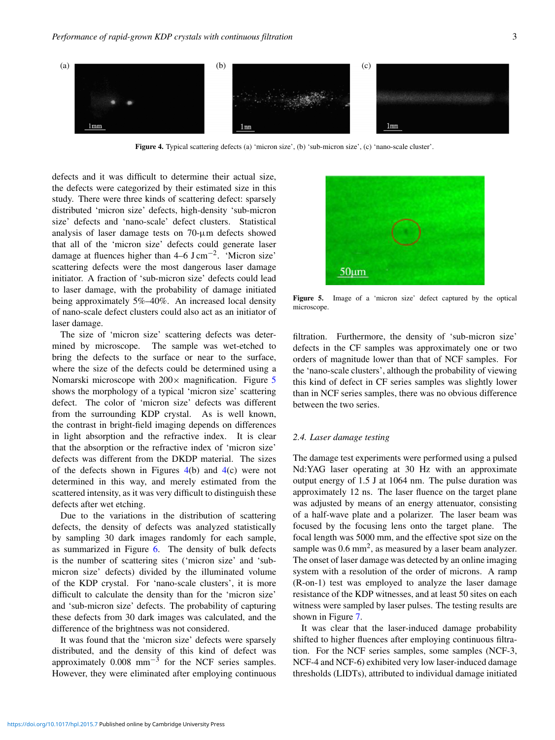Figure 4. Typical scattering defects (a) 'micron size', (b) 'sub-micron size', (c) 'nano-scale cluster'.

defects and it was difficult to determine their actual size, the defects were categorized by their estimated size in this study. There were three kinds of scattering defect: sparsely distributed 'micron size' defects, high-density 'sub-micron size' defects and 'nano-scale' defect clusters. Statistical analysis of laser damage tests on 70-$\mu$m defects showed that all of the 'micron size' defects could generate laser damage at fluences higher than 4–6 J $cm^{-2}$. 'Micron size' scattering defects were the most dangerous laser damage initiator. A fraction of 'sub-micron size' defects could lead to laser damage, with the probability of damage initiated being approximately 5%–40%. An increased local density of nano-scale defect clusters could also act as an initiator of laser damage.

The size of 'micron size' scattering defects was determined by microscope. The sample was wet-etched to bring the defects to the surface or near to the surface, where the size of the defects could be determined using a Nomarski microscope with 200$\times$ magnification. Figure 5 shows the morphology of a typical 'micron size' scattering defect. The color of 'micron size' defects was different from the surrounding KDP crystal. As is well known, the contrast in bright-field imaging depends on differences in light absorption and the refractive index. It is clear that the absorption or the refractive index of 'micron size' defects was different from the DKDP material. The sizes of the defects shown in Figures 4(b) and 4(c) were not determined in this way, and merely estimated from the scattered intensity, as it was very difficult to distinguish these defects after wet etching.

Due to the variations in the distribution of scattering defects, the density of defects was analyzed statistically by sampling 30 dark images randomly for each sample, as summarized in Figure 6. The density of bulk defects is the number of scattering sites ('micron size' and 'sub-micron size' defects) divided by the illuminated volume of the KDP crystal. For 'nano-scale clusters', it is more difficult to calculate the density than for the 'micron size' and 'sub-micron size' defects. The probability of capturing these defects from 30 dark images was calculated, and the difference of the brightness was not considered.

It was found that the 'micron size' defects were sparsely distributed, and the density of this kind of defect was approximately 0.008 $mm^{-3}$ for the NCF series samples. However, they were eliminated after employing continuous filtration. Furthermore, the density of 'sub-micron size' defects in the CF samples was approximately one or two orders of magnitude lower than that of NCF samples. For the 'nano-scale clusters', although the probability of viewing this kind of defect in CF series samples was slightly lower than in NCF series samples, there was no obvious difference between the two series.

Figure 5. Image of a 'micron size' defect captured by the optical microscope.

### 2.4. Laser damage testing

The damage test experiments were performed using a pulsed Nd:YAG laser operating at 30 Hz with an approximate output energy of 1.5 J at 1064 nm. The pulse duration was approximately 12 ns. The laser fluence on the target plane was adjusted by means of an energy attenuator, consisting of a half-wave plate and a polarizer. The laser beam was focused by the focusing lens onto the target plane. The focal length was 5000 mm, and the effective spot size on the sample was 0.6 $mm^2$, as measured by a laser beam analyzer. The onset of laser damage was detected by an online imaging system with a resolution of the order of microns. A ramp (R-on-1) test was employed to analyze the laser damage resistance of the KDP witnesses, and at least 50 sites on each witness were sampled by laser pulses. The testing results are shown in Figure 7.

It was clear that the laser-induced damage probability shifted to higher fluences after employing continuous filtration. For the NCF series samples, some samples (NCF-3, NCF-4 and NCF-6) exhibited very low laser-induced damage thresholds (LIDTs), attributed to individual damage initiated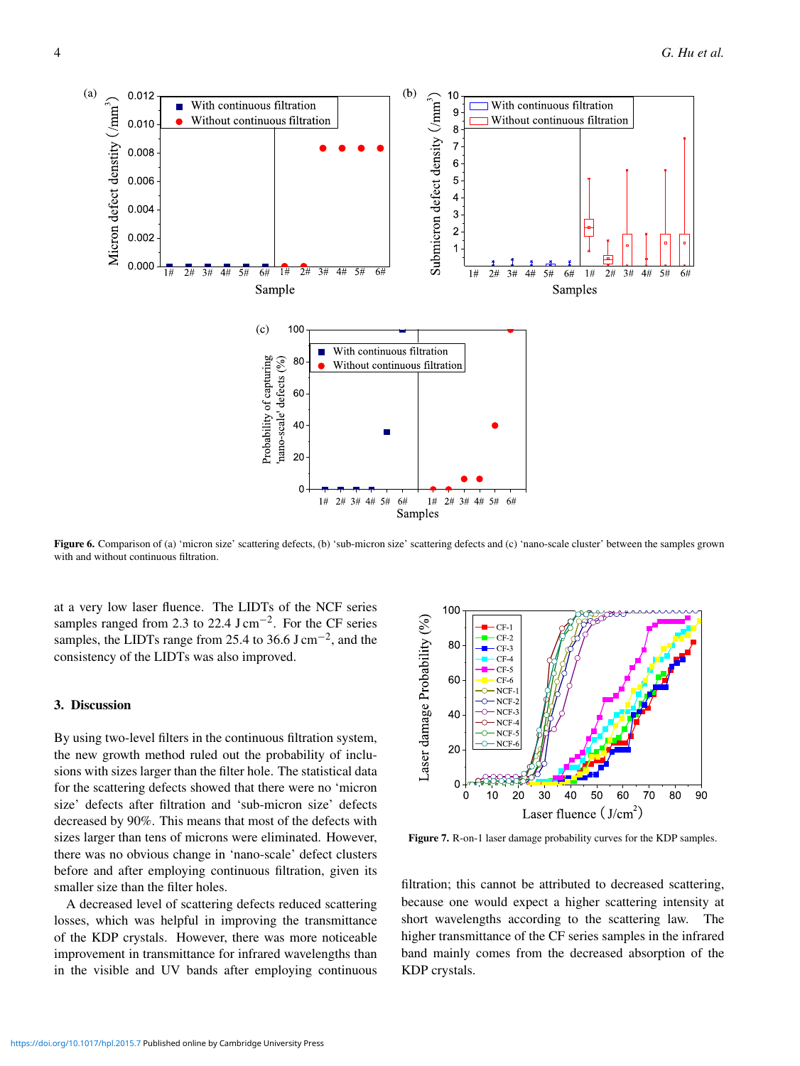Figure 6. Comparison of (a) 'micron size' scattering defects, (b) 'sub-micron size' scattering defects and (c) 'nano-scale cluster' between the samples grown with and without continuous filtration.

at a very low laser fluence. The LIDTs of the NCF series samples ranged from 2.3 to 22.4 J cm$^{-2}$. For the CF series samples, the LIDTs range from 25.4 to 36.6 J cm$^{-2}$, and the consistency of the LIDTs was also improved.

## 3. Discussion

By using two-level filters in the continuous filtration system, the new growth method ruled out the probability of inclusions with sizes larger than the filter hole. The statistical data for the scattering defects showed that there were no 'micron size' defects after filtration and 'sub-micron size' defects decreased by 90%. This means that most of the defects with sizes larger than tens of microns were eliminated. However, there was no obvious change in 'nano-scale' defect clusters before and after employing continuous filtration, given its smaller size than the filter holes.

A decreased level of scattering defects reduced scattering losses, which was helpful in improving the transmittance of the KDP crystals. However, there was more noticeable improvement in transmittance for infrared wavelengths than in the visible and UV bands after employing continuous filtration; this cannot be attributed to decreased scattering, because one would expect a higher scattering intensity at short wavelengths according to the scattering law. The higher transmittance of the CF series samples in the infrared band mainly comes from the decreased absorption of the KDP crystals.

Figure 7. R-on-1 laser damage probability curves for the KDP samples.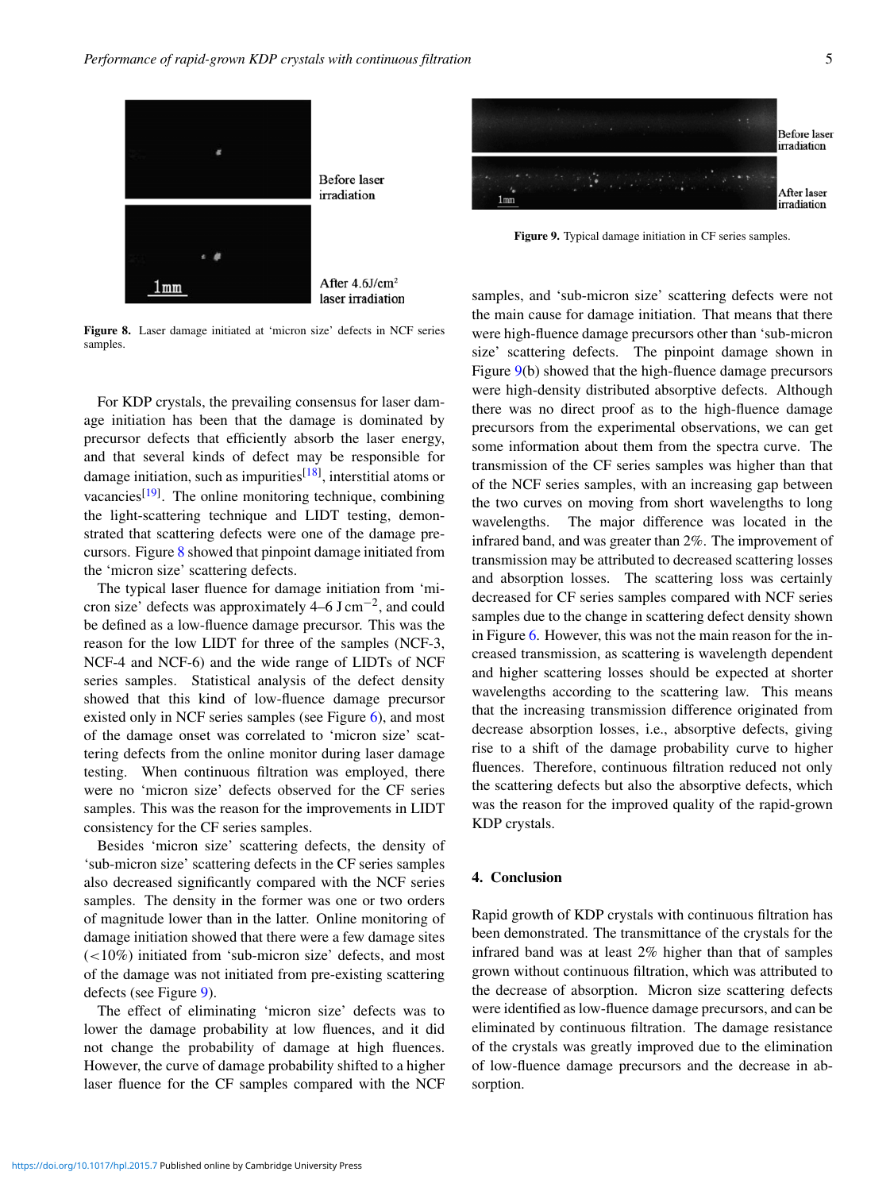Before laser irradiation

1mm

After 4.6J/cm$^2$ laser irradiation

**Figure 8.** Laser damage initiated at 'micron size' defects in NCF series samples.

Before laser irradiation

1mm

After laser irradiation

**Figure 9.** Typical damage initiation in CF series samples.

For KDP crystals, the prevailing consensus for laser damage initiation has been that the damage is dominated by precursor defects that efficiently absorb the laser energy, and that several kinds of defect may be responsible for damage initiation, such as impurities[18], interstitial atoms or vacancies[19]. The online monitoring technique, combining the light-scattering technique and LIDT testing, demonstrated that scattering defects were one of the damage precursors. Figure 8 showed that pinpoint damage initiated from the 'micron size' scattering defects.

The typical laser fluence for damage initiation from 'micron size' defects was approximately 4–6 J cm$^{-2}$, and could be defined as a low-fluence damage precursor. This was the reason for the low LIDT for three of the samples (NCF-3, NCF-4 and NCF-6) and the wide range of LIDTs of NCF series samples. Statistical analysis of the defect density showed that this kind of low-fluence damage precursor existed only in NCF series samples (see Figure 6), and most of the damage onset was correlated to 'micron size' scattering defects from the online monitor during laser damage testing. When continuous filtration was employed, there were no 'micron size' defects observed for the CF series samples. This was the reason for the improvements in LIDT consistency for the CF series samples.

Besides 'micron size' scattering defects, the density of 'sub-micron size' scattering defects in the CF series samples also decreased significantly compared with the NCF series samples. The density in the former was one or two orders of magnitude lower than in the latter. Online monitoring of damage initiation showed that there were a few damage sites ($<$10%) initiated from 'sub-micron size' defects, and most of the damage was not initiated from pre-existing scattering defects (see Figure 9).

The effect of eliminating 'micron size' defects was to lower the damage probability at low fluences, and it did not change the probability of damage at high fluences. However, the curve of damage probability shifted to a higher laser fluence for the CF samples compared with the NCF samples, and 'sub-micron size' scattering defects were not the main cause for damage initiation. That means that there were high-fluence damage precursors other than 'sub-micron size' scattering defects. The pinpoint damage shown in Figure 9(b) showed that the high-fluence damage precursors were high-density distributed absorptive defects. Although there was no direct proof as to the high-fluence damage precursors from the experimental observations, we can get some information about them from the spectra curve. The transmission of the CF series samples was higher than that of the NCF series samples, with an increasing gap between the two curves on moving from short wavelengths to long wavelengths. The major difference was located in the infrared band, and was greater than 2%. The improvement of transmission may be attributed to decreased scattering losses and absorption losses. The scattering loss was certainly decreased for CF series samples compared with NCF series samples due to the change in scattering defect density shown in Figure 6. However, this was not the main reason for the increased transmission, as scattering is wavelength dependent and higher scattering losses should be expected at shorter wavelengths according to the scattering law. This means that the increasing transmission difference originated from decrease absorption losses, i.e., absorptive defects, giving rise to a shift of the damage probability curve to higher fluences. Therefore, continuous filtration reduced not only the scattering defects but also the absorptive defects, which was the reason for the improved quality of the rapid-grown KDP crystals.

## 4. Conclusion

Rapid growth of KDP crystals with continuous filtration has been demonstrated. The transmittance of the crystals for the infrared band was at least 2% higher than that of samples grown without continuous filtration, which was attributed to the decrease of absorption. Micron size scattering defects were identified as low-fluence damage precursors, and can be eliminated by continuous filtration. The damage resistance of the crystals was greatly improved due to the elimination of low-fluence damage precursors and the decrease in absorption.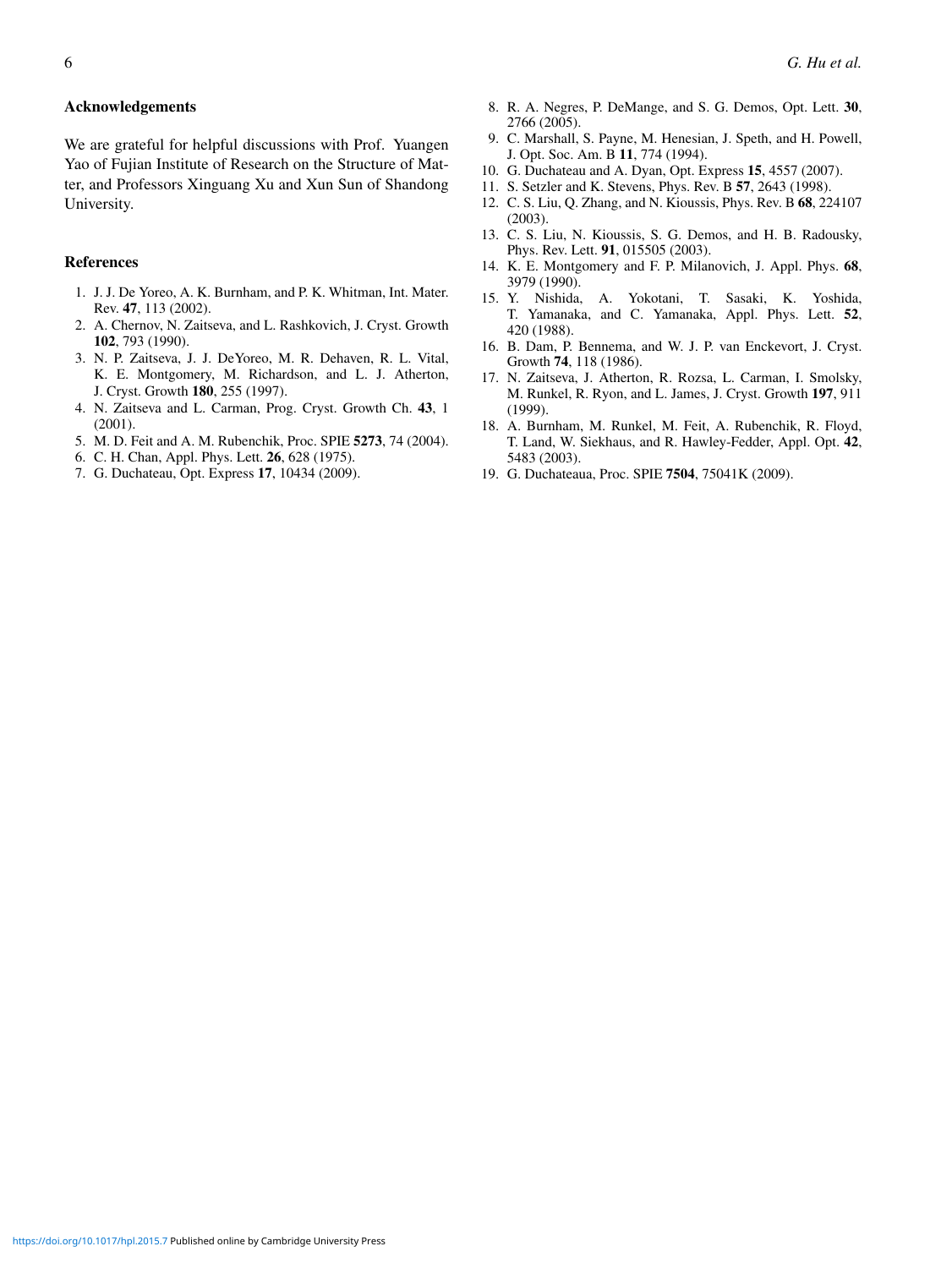## Acknowledgements

We are grateful for helpful discussions with Prof. Yuangen Yao of Fujian Institute of Research on the Structure of Matter, and Professors Xinguang Xu and Xun Sun of Shandong University.

## References

1. J. J. De Yoreo, A. K. Burnham, and P. K. Whitman, Int. Mater. Rev. **47**, 113 (2002).
2. A. Chernov, N. Zaitseva, and L. Rashkovich, J. Cryst. Growth **102**, 793 (1990).
3. N. P. Zaitseva, J. J. DeYoreo, M. R. Dehaven, R. L. Vital, K. E. Montgomery, M. Richardson, and L. J. Atherton, J. Cryst. Growth **180**, 255 (1997).
4. N. Zaitseva and L. Carman, Prog. Cryst. Growth Ch. **43**, 1 (2001).
5. M. D. Feit and A. M. Rubenchik, Proc. SPIE **5273**, 74 (2004).
6. C. H. Chan, Appl. Phys. Lett. **26**, 628 (1975).
7. G. Duchateau, Opt. Express **17**, 10434 (2009).
8. R. A. Negres, P. DeMange, and S. G. Demos, Opt. Lett. **30**, 2766 (2005).
9. C. Marshall, S. Payne, M. Henesian, J. Speth, and H. Powell, J. Opt. Soc. Am. B **11**, 774 (1994).
10. G. Duchateau and A. Dyan, Opt. Express **15**, 4557 (2007).
11. S. Setzler and K. Stevens, Phys. Rev. B **57**, 2643 (1998).
12. C. S. Liu, Q. Zhang, and N. Kioussis, Phys. Rev. B **68**, 224107 (2003).
13. C. S. Liu, N. Kioussis, S. G. Demos, and H. B. Radousky, Phys. Rev. Lett. **91**, 015505 (2003).
14. K. E. Montgomery and F. P. Milanovich, J. Appl. Phys. **68**, 3979 (1990).
15. Y. Nishida, A. Yokotani, T. Sasaki, K. Yoshida, T. Yamanaka, and C. Yamanaka, Appl. Phys. Lett. **52**, 420 (1988).
16. B. Dam, P. Bennema, and W. J. P. van Enckevort, J. Cryst. Growth **74**, 118 (1986).
17. N. Zaitseva, J. Atherton, R. Rozsa, L. Carman, I. Smolsky, M. Runkel, R. Ryon, and L. James, J. Cryst. Growth **197**, 911 (1999).
18. A. Burnham, M. Runkel, M. Feit, A. Rubenchik, R. Floyd, T. Land, W. Siekhaus, and R. Hawley-Fedder, Appl. Opt. **42**, 5483 (2003).
19. G. Duchateaua, Proc. SPIE **7504**, 75041K (2009).